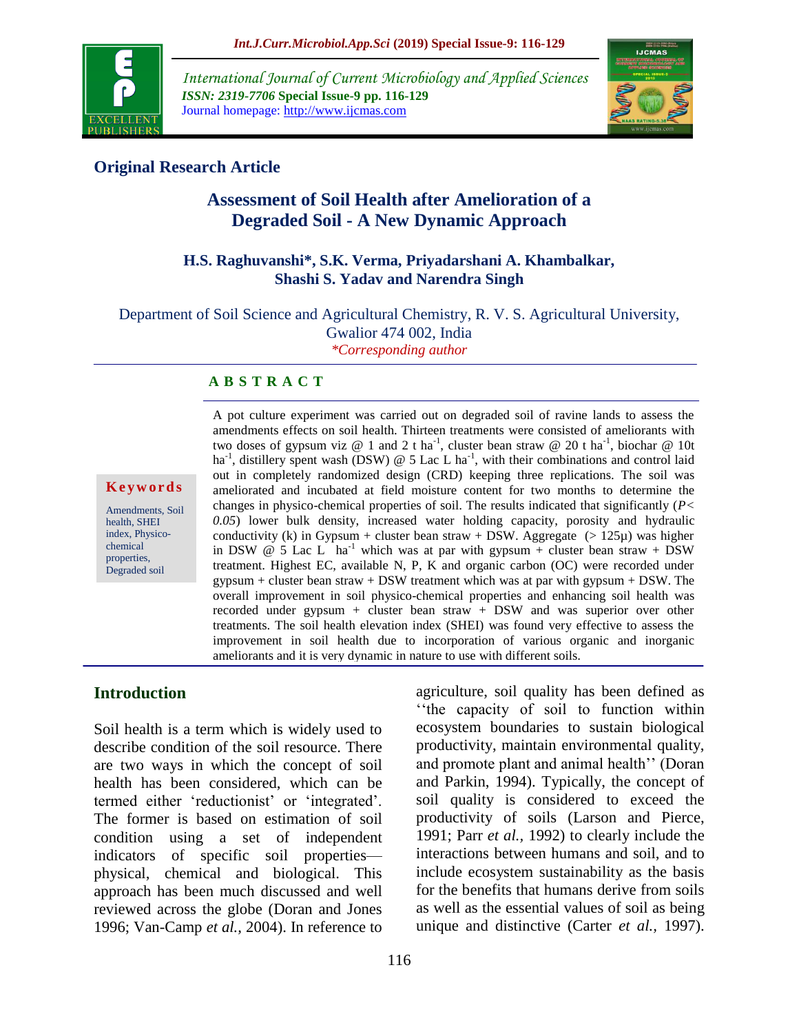*International Journal of Current Microbiology and Applied Sciences*
**ISSN: 2319-7706 Special Issue-9 pp. 116-129**
Journal homepage: http://www.ijcmas.com

**Original Research Article**

# Assessment of Soil Health after Amelioration of a Degraded Soil - A New Dynamic Approach

**H.S. Raghuvanshi*, S.K. Verma, Priyadarshani A. Khambalkar, Shashi S. Yadav and Narendra Singh**

Department of Soil Science and Agricultural Chemistry, R. V. S. Agricultural University, Gwalior 474 002, India

*\*Corresponding author*

**Keywords**

Amendments, Soil health, SHEI index, Physico-chemical properties, Degraded soil

## ABSTRACT

A pot culture experiment was carried out on degraded soil of ravine lands to assess the amendments effects on soil health. Thirteen treatments were consisted of ameliorants with two doses of gypsum viz @ 1 and 2 t $ha^{-1}$, cluster bean straw @ 20 t $ha^{-1}$, biochar @ 10t $ha^{-1}$, distillery spent wash (DSW) @ 5 Lac L $ha^{-1}$, with their combinations and control laid out in completely randomized design (CRD) keeping three replications. The soil was ameliorated and incubated at field moisture content for two months to determine the changes in physico-chemical properties of soil. The results indicated that significantly ($P< 0.05$) lower bulk density, increased water holding capacity, porosity and hydraulic conductivity (k) in Gypsum + cluster bean straw + DSW. Aggregate (> 125µ) was higher in DSW @ 5 Lac L $ha^{-1}$ which was at par with gypsum + cluster bean straw + DSW treatment. Highest EC, available N, P, K and organic carbon (OC) were recorded under gypsum + cluster bean straw + DSW treatment which was at par with gypsum + DSW. The overall improvement in soil physico-chemical properties and enhancing soil health was recorded under gypsum + cluster bean straw + DSW and was superior over other treatments. The soil health elevation index (SHEI) was found very effective to assess the improvement in soil health due to incorporation of various organic and inorganic ameliorants and it is very dynamic in nature to use with different soils.

## Introduction

Soil health is a term which is widely used to describe condition of the soil resource. There are two ways in which the concept of soil health has been considered, which can be termed either 'reductionist' or 'integrated'. The former is based on estimation of soil condition using a set of independent indicators of specific soil properties—physical, chemical and biological. This approach has been much discussed and well reviewed across the globe (Doran and Jones 1996; Van-Camp *et al.,* 2004). In reference to agriculture, soil quality has been defined as ''the capacity of soil to function within ecosystem boundaries to sustain biological productivity, maintain environmental quality, and promote plant and animal health'' (Doran and Parkin, 1994). Typically, the concept of soil quality is considered to exceed the productivity of soils (Larson and Pierce, 1991; Parr *et al.,* 1992) to clearly include the interactions between humans and soil, and to include ecosystem sustainability as the basis for the benefits that humans derive from soils as well as the essential values of soil as being unique and distinctive (Carter *et al.,* 1997).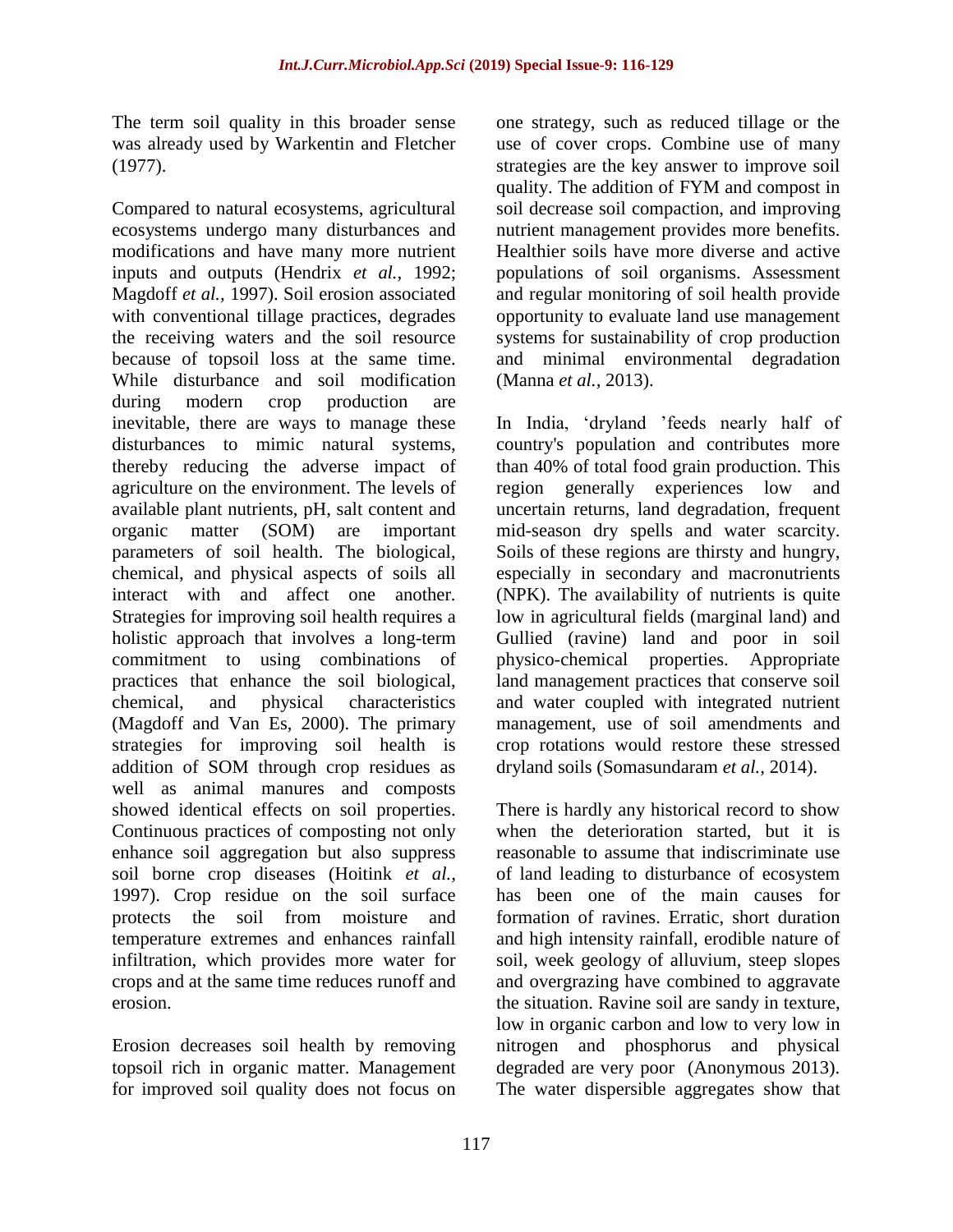The term soil quality in this broader sense was already used by Warkentin and Fletcher (1977).

Compared to natural ecosystems, agricultural ecosystems undergo many disturbances and modifications and have many more nutrient inputs and outputs (Hendrix *et al.,* 1992; Magdoff *et al.,* 1997). Soil erosion associated with conventional tillage practices, degrades the receiving waters and the soil resource because of topsoil loss at the same time. While disturbance and soil modification during modern crop production are inevitable, there are ways to manage these disturbances to mimic natural systems, thereby reducing the adverse impact of agriculture on the environment. The levels of available plant nutrients, pH, salt content and organic matter (SOM) are important parameters of soil health. The biological, chemical, and physical aspects of soils all interact with and affect one another. Strategies for improving soil health requires a holistic approach that involves a long-term commitment to using combinations of practices that enhance the soil biological, chemical, and physical characteristics (Magdoff and Van Es, 2000). The primary strategies for improving soil health is addition of SOM through crop residues as well as animal manures and composts showed identical effects on soil properties. Continuous practices of composting not only enhance soil aggregation but also suppress soil borne crop diseases (Hoitink *et al.,* 1997). Crop residue on the soil surface protects the soil from moisture and temperature extremes and enhances rainfall infiltration, which provides more water for crops and at the same time reduces runoff and erosion.

Erosion decreases soil health by removing topsoil rich in organic matter. Management for improved soil quality does not focus on one strategy, such as reduced tillage or the use of cover crops. Combine use of many strategies are the key answer to improve soil quality. The addition of FYM and compost in soil decrease soil compaction, and improving nutrient management provides more benefits. Healthier soils have more diverse and active populations of soil organisms. Assessment and regular monitoring of soil health provide opportunity to evaluate land use management systems for sustainability of crop production and minimal environmental degradation (Manna *et al.,* 2013).

In India, 'dryland 'feeds nearly half of country's population and contributes more than 40% of total food grain production. This region generally experiences low and uncertain returns, land degradation, frequent mid-season dry spells and water scarcity. Soils of these regions are thirsty and hungry, especially in secondary and macronutrients (NPK). The availability of nutrients is quite low in agricultural fields (marginal land) and Gullied (ravine) land and poor in soil physico-chemical properties. Appropriate land management practices that conserve soil and water coupled with integrated nutrient management, use of soil amendments and crop rotations would restore these stressed dryland soils (Somasundaram *et al.,* 2014).

There is hardly any historical record to show when the deterioration started, but it is reasonable to assume that indiscriminate use of land leading to disturbance of ecosystem has been one of the main causes for formation of ravines. Erratic, short duration and high intensity rainfall, erodible nature of soil, week geology of alluvium, steep slopes and overgrazing have combined to aggravate the situation. Ravine soil are sandy in texture, low in organic carbon and low to very low in nitrogen and phosphorus and physical degraded are very poor (Anonymous 2013). The water dispersible aggregates show that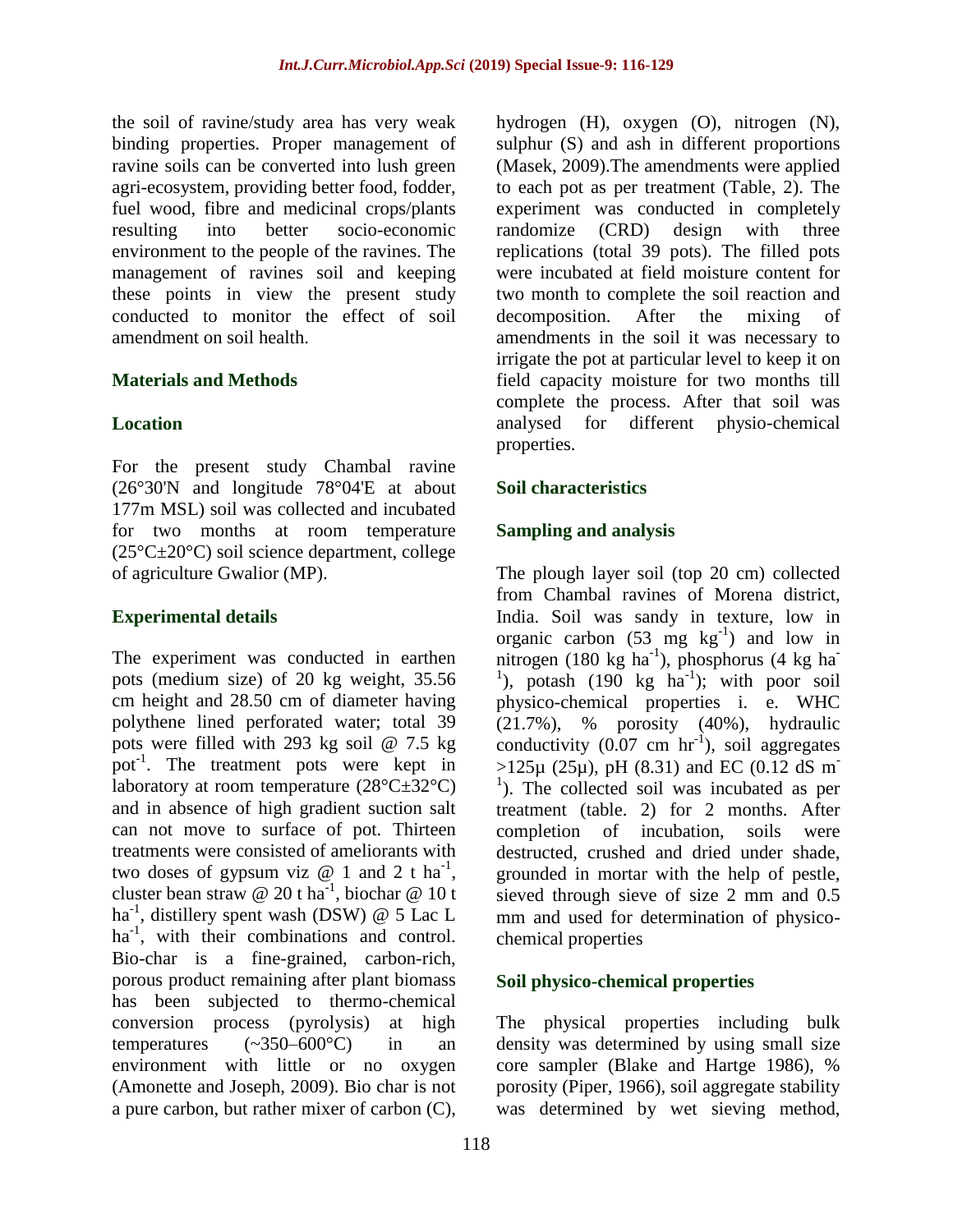the soil of ravine/study area has very weak binding properties. Proper management of ravine soils can be converted into lush green agri-ecosystem, providing better food, fodder, fuel wood, fibre and medicinal crops/plants resulting into better socio-economic environment to the people of the ravines. The management of ravines soil and keeping these points in view the present study conducted to monitor the effect of soil amendment on soil health.

## Materials and Methods

### Location

For the present study Chambal ravine (26°30'N and longitude 78°04'E at about 177m MSL) soil was collected and incubated for two months at room temperature (25°C±20°C) soil science department, college of agriculture Gwalior (MP).

### Experimental details

The experiment was conducted in earthen pots (medium size) of 20 kg weight, 35.56 cm height and 28.50 cm of diameter having polythene lined perforated water; total 39 pots were filled with 293 kg soil @ 7.5 kg pot$^{-1}$. The treatment pots were kept in laboratory at room temperature (28°C±32°C) and in absence of high gradient suction salt can not move to surface of pot. Thirteen treatments were consisted of ameliorants with two doses of gypsum viz @ 1 and 2 t ha$^{-1}$, cluster bean straw @ 20 t ha$^{-1}$, biochar @ 10 t ha$^{-1}$, distillery spent wash (DSW) @ 5 Lac L ha$^{-1}$, with their combinations and control. Bio-char is a fine-grained, carbon-rich, porous product remaining after plant biomass has been subjected to thermo-chemical conversion process (pyrolysis) at high temperatures (~350–600°C) in an environment with little or no oxygen (Amonette and Joseph, 2009). Bio char is not a pure carbon, but rather mixer of carbon (C), hydrogen (H), oxygen (O), nitrogen (N), sulphur (S) and ash in different proportions (Masek, 2009).The amendments were applied to each pot as per treatment (Table, 2). The experiment was conducted in completely randomize (CRD) design with three replications (total 39 pots). The filled pots were incubated at field moisture content for two month to complete the soil reaction and decomposition. After the mixing of amendments in the soil it was necessary to irrigate the pot at particular level to keep it on field capacity moisture for two months till complete the process. After that soil was analysed for different physio-chemical properties.

### Soil characteristics

### Sampling and analysis

The plough layer soil (top 20 cm) collected from Chambal ravines of Morena district, India. Soil was sandy in texture, low in organic carbon (53 mg kg$^{-1}$) and low in nitrogen (180 kg ha$^{-1}$), phosphorus (4 kg ha$^{-1}$), potash (190 kg ha$^{-1}$); with poor soil physico-chemical properties i. e. WHC (21.7%), % porosity (40%), hydraulic conductivity (0.07 cm hr$^{-1}$), soil aggregates >125µ (25µ), pH (8.31) and EC (0.12 dS m$^{-1}$). The collected soil was incubated as per treatment (table. 2) for 2 months. After completion of incubation, soils were destructed, crushed and dried under shade, grounded in mortar with the help of pestle, sieved through sieve of size 2 mm and 0.5 mm and used for determination of physico-chemical properties

### Soil physico-chemical properties

The physical properties including bulk density was determined by using small size core sampler (Blake and Hartge 1986), % porosity (Piper, 1966), soil aggregate stability was determined by wet sieving method,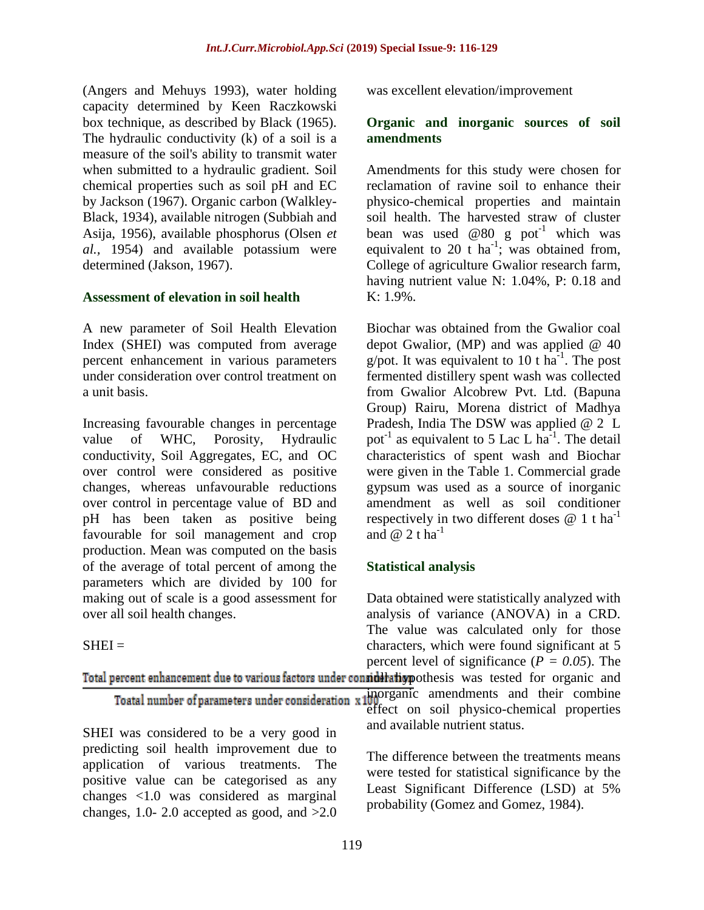(Angers and Mehuys 1993), water holding capacity determined by Keen Raczkowski box technique, as described by Black (1965). The hydraulic conductivity (k) of a soil is a measure of the soil's ability to transmit water when submitted to a hydraulic gradient. Soil chemical properties such as soil pH and EC by Jackson (1967). Organic carbon (Walkley-Black, 1934), available nitrogen (Subbiah and Asija, 1956), available phosphorus (Olsen *et al.,* 1954) and available potassium were determined (Jakson, 1967).

### Assessment of elevation in soil health

A new parameter of Soil Health Elevation Index (SHEI) was computed from average percent enhancement in various parameters under consideration over control treatment on a unit basis.

Increasing favourable changes in percentage value of WHC, Porosity, Hydraulic conductivity, Soil Aggregates, EC, and OC over control were considered as positive changes, whereas unfavourable reductions over control in percentage value of BD and pH has been taken as positive being favourable for soil management and crop production. Mean was computed on the basis of the average of total percent of among the parameters which are divided by 100 for making out of scale is a good assessment for over all soil health changes.

$$SHEI = \frac{\text{Total percent enhancement due to various factors under consideration}}{\text{Toatal number of parameters under consideration} \times 100}$$

SHEI was considered to be a very good in predicting soil health improvement due to application of various treatments. The positive value can be categorised as any changes <1.0 was considered as marginal changes, 1.0- 2.0 accepted as good, and >2.0 was excellent elevation/improvement

### Organic and inorganic sources of soil amendments

Amendments for this study were chosen for reclamation of ravine soil to enhance their physico-chemical properties and maintain soil health. The harvested straw of cluster bean was used @80 g pot$^{-1}$ which was equivalent to 20 t ha$^{-1}$; was obtained from, College of agriculture Gwalior research farm, having nutrient value N: 1.04%, P: 0.18 and K: 1.9%.

Biochar was obtained from the Gwalior coal depot Gwalior, (MP) and was applied @ 40 g/pot. It was equivalent to 10 t ha$^{-1}$. The post fermented distillery spent wash was collected from Gwalior Alcobrew Pvt. Ltd. (Bapuna Group) Rairu, Morena district of Madhya Pradesh, India The DSW was applied @ 2 L pot$^{-1}$ as equivalent to 5 Lac L ha$^{-1}$. The detail characteristics of spent wash and Biochar were given in the Table 1. Commercial grade gypsum was used as a source of inorganic amendment as well as soil conditioner respectively in two different doses @ 1 t ha$^{-1}$ and @ 2 t ha$^{-1}$

### Statistical analysis

Data obtained were statistically analyzed with analysis of variance (ANOVA) in a CRD. The value was calculated only for those characters, which were found significant at 5 percent level of significance (*P = 0.05*). The null hypothesis was tested for organic and inorganic amendments and their combine effect on soil physico-chemical properties and available nutrient status.

The difference between the treatments means were tested for statistical significance by the Least Significant Difference (LSD) at 5% probability (Gomez and Gomez, 1984).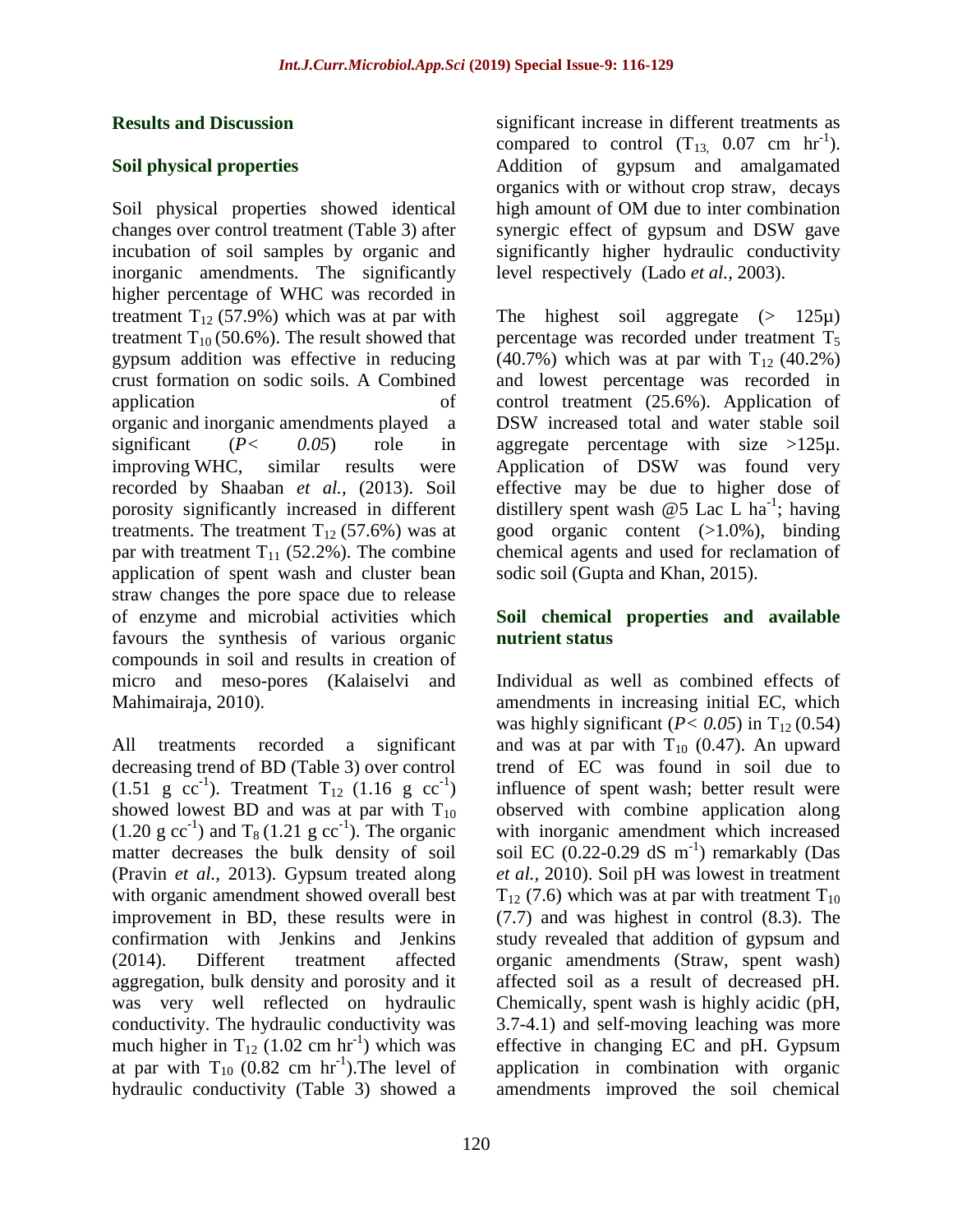## Results and Discussion

### Soil physical properties

Soil physical properties showed identical changes over control treatment (Table 3) after incubation of soil samples by organic and inorganic amendments. The significantly higher percentage of WHC was recorded in treatment $T_{12}$ (57.9%) which was at par with treatment $T_{10}$ (50.6%). The result showed that gypsum addition was effective in reducing crust formation on sodic soils. A Combined application of organic and inorganic amendments played a significant ($P< 0.05$) role in improving WHC, similar results were recorded by Shaaban *et al.,* (2013). Soil porosity significantly increased in different treatments. The treatment $T_{12}$ (57.6%) was at par with treatment $T_{11}$ (52.2%). The combine application of spent wash and cluster bean straw changes the pore space due to release of enzyme and microbial activities which favours the synthesis of various organic compounds in soil and results in creation of micro and meso-pores (Kalaiselvi and Mahimairaja, 2010).

All treatments recorded a significant decreasing trend of BD (Table 3) over control (1.51 g $cc^{-1}$). Treatment $T_{12}$ (1.16 g $cc^{-1}$) showed lowest BD and was at par with $T_{10}$ (1.20 g $cc^{-1}$) and $T_8$ (1.21 g $cc^{-1}$). The organic matter decreases the bulk density of soil (Pravin *et al.,* 2013). Gypsum treated along with organic amendment showed overall best improvement in BD, these results were in confirmation with Jenkins and Jenkins (2014). Different treatment affected aggregation, bulk density and porosity and it was very well reflected on hydraulic conductivity. The hydraulic conductivity was much higher in $T_{12}$ (1.02 cm $hr^{-1}$) which was at par with $T_{10}$ (0.82 cm $hr^{-1}$).The level of hydraulic conductivity (Table 3) showed a significant increase in different treatments as compared to control ($T_{13,}$ 0.07 cm $hr^{-1}$). Addition of gypsum and amalgamated organics with or without crop straw, decays high amount of OM due to inter combination synergic effect of gypsum and DSW gave significantly higher hydraulic conductivity level respectively (Lado *et al.,* 2003).

The highest soil aggregate (> 125µ) percentage was recorded under treatment $T_5$ (40.7%) which was at par with $T_{12}$ (40.2%) and lowest percentage was recorded in control treatment (25.6%). Application of DSW increased total and water stable soil aggregate percentage with size >125µ. Application of DSW was found very effective may be due to higher dose of distillery spent wash @5 Lac L $ha^{-1}$; having good organic content (>1.0%), binding chemical agents and used for reclamation of sodic soil (Gupta and Khan, 2015).

### Soil chemical properties and available nutrient status

Individual as well as combined effects of amendments in increasing initial EC, which was highly significant ($P< 0.05$) in $T_{12}$ (0.54) and was at par with $T_{10}$ (0.47). An upward trend of EC was found in soil due to influence of spent wash; better result were observed with combine application along with inorganic amendment which increased soil EC (0.22-0.29 dS $m^{-1}$) remarkably (Das *et al.,* 2010). Soil pH was lowest in treatment $T_{12}$ (7.6) which was at par with treatment $T_{10}$ (7.7) and was highest in control (8.3). The study revealed that addition of gypsum and organic amendments (Straw, spent wash) affected soil as a result of decreased pH. Chemically, spent wash is highly acidic (pH, 3.7-4.1) and self-moving leaching was more effective in changing EC and pH. Gypsum application in combination with organic amendments improved the soil chemical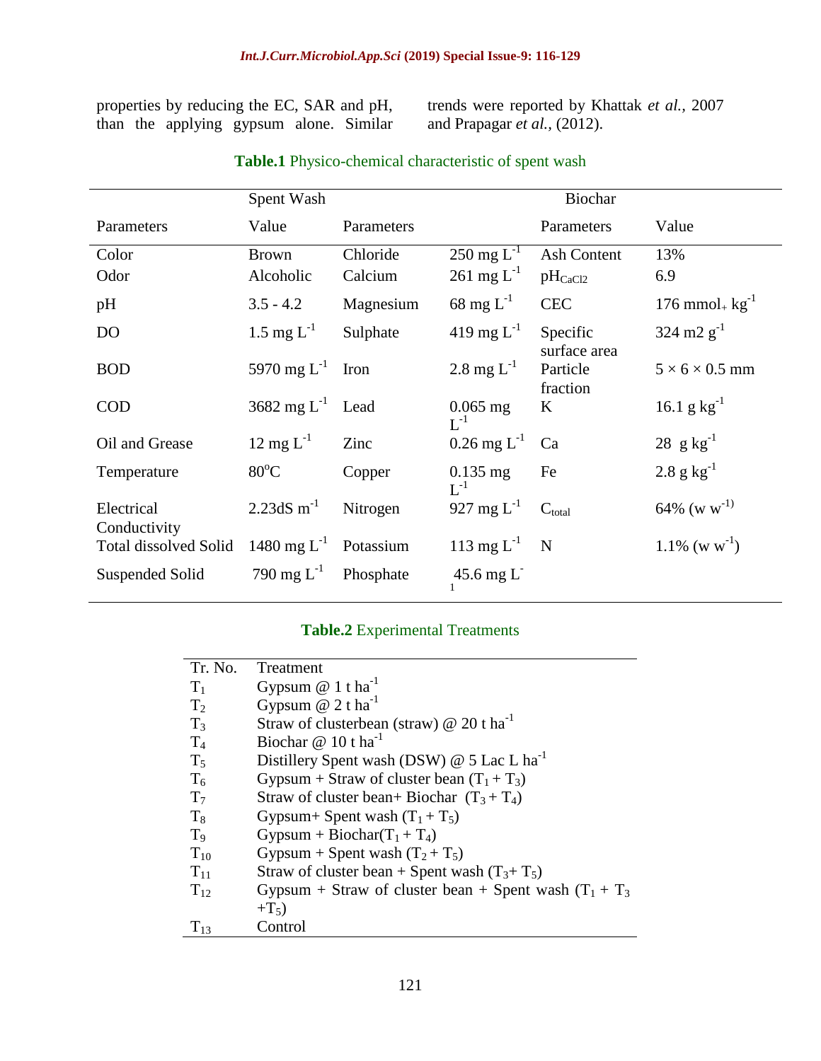properties by reducing the EC, SAR and pH, than the applying gypsum alone. Similar trends were reported by Khattak *et al.,* 2007 and Prapagar *et al.,* (2012).

**Table.1** Physico-chemical characteristic of spent wash

| Spent Wash | | | | Biochar | |
|---|---|---|---|---|---|
| Parameters | Value | Parameters | | Parameters | Value |
| Color | Brown | Chloride | 250 mg $L^{-1}$ | Ash Content | 13% |
| Odor | Alcoholic | Calcium | 261 mg $L^{-1}$ | $pH_{CaCl2}$ | 6.9 |
| pH | 3.5 - 4.2 | Magnesium | 68 mg $L^{-1}$ | CEC | 176 $mmol_{+}$ $kg^{-1}$ |
| DO | 1.5 mg $L^{-1}$ | Sulphate | 419 mg $L^{-1}$ | Specific surface area | 324 m2 $g^{-1}$ |
| BOD | 5970 mg $L^{-1}$ | Iron | 2.8 mg $L^{-1}$ | Particle fraction | 5 × 6 × 0.5 mm |
| COD | 3682 mg $L^{-1}$ | Lead | 0.065 mg $L^{-1}$ | K | 16.1 g $kg^{-1}$ |
| Oil and Grease | 12 mg $L^{-1}$ | Zinc | 0.26 mg $L^{-1}$ | Ca | 28 g $kg^{-1}$ |
| Temperature | $80^{o}$C | Copper | 0.135 mg $L^{-1}$ | Fe | 2.8 g $kg^{-1}$ |
| Electrical Conductivity | 2.23dS $m^{-1}$ | Nitrogen | 927 mg $L^{-1}$ | $C_{total}$ | 64% (w $w^{-1)}$ |
| Total dissolved Solid | 1480 mg $L^{-1}$ | Potassium | 113 mg $L^{-1}$ | N | 1.1% (w $w^{-1}$) |
| Suspended Solid | 790 mg $L^{-1}$ | Phosphate | 45.6 mg $L^{-1}$ | | |

**Table.2** Experimental Treatments

| Tr. No. | Treatment |
|---|---|
| $T_1$ | Gypsum @ 1 t $ha^{-1}$ |
| $T_2$ | Gypsum @ 2 t $ha^{-1}$ |
| $T_3$ | Straw of clusterbean (straw) @ 20 t $ha^{-1}$ |
| $T_4$ | Biochar @ 10 t $ha^{-1}$ |
| $T_5$ | Distillery Spent wash (DSW) @ 5 Lac L $ha^{-1}$ |
| $T_6$ | Gypsum + Straw of cluster bean ($T_1 + T_3$) |
| $T_7$ | Straw of cluster bean+ Biochar ($T_3 + T_4$) |
| $T_8$ | Gypsum+ Spent wash ($T_1 + T_5$) |
| $T_9$ | Gypsum + Biochar($T_1 + T_4$) |
| $T_{10}$ | Gypsum + Spent wash ($T_2 + T_5$) |
| $T_{11}$ | Straw of cluster bean + Spent wash ($T_3$+ $T_5$) |
| $T_{12}$ | Gypsum + Straw of cluster bean + Spent wash ($T_1 + T_3 + T_5$) |
| $T_{13}$ | Control |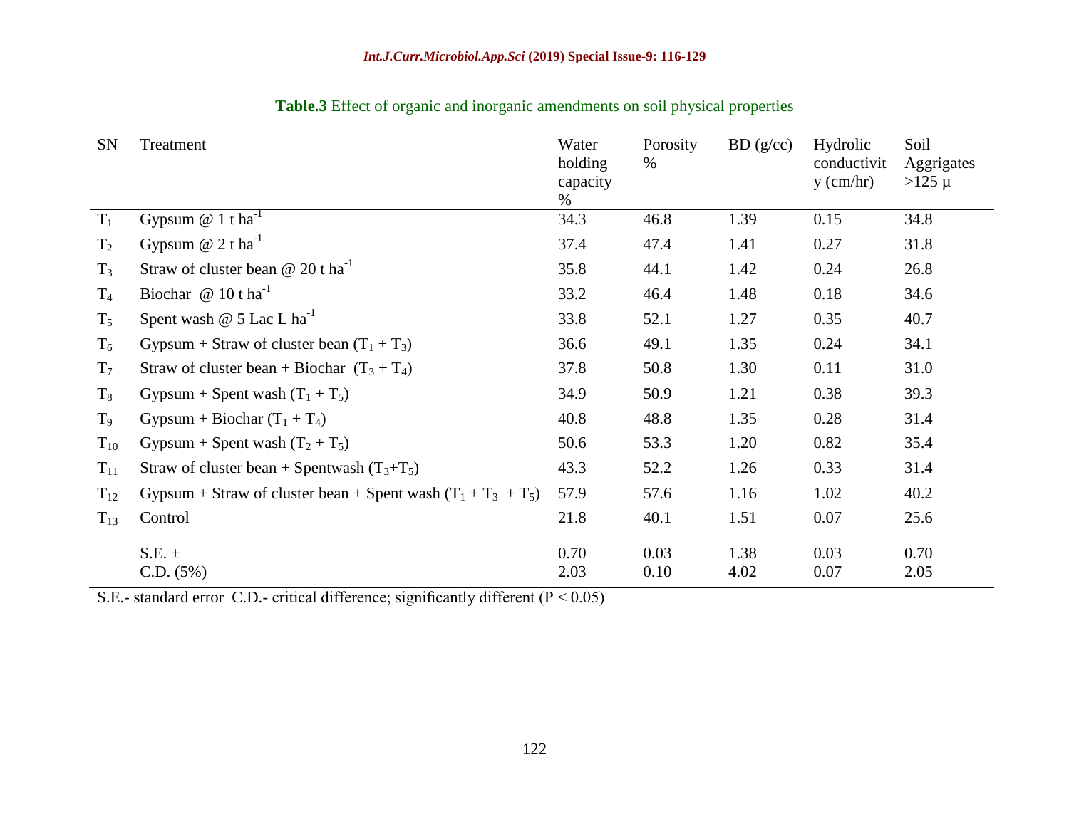**Table.3** Effect of organic and inorganic amendments on soil physical properties

| SN | Treatment | Water holding capacity % | Porosity % | BD (g/cc) | Hydrolic conductivity (cm/hr) | Soil Aggrigates >125 µ |
|---|---|---|---|---|---|---|
| $T_1$ | Gypsum @ 1 t $ha^{-1}$ | 34.3 | 46.8 | 1.39 | 0.15 | 34.8 |
| $T_2$ | Gypsum @ 2 t $ha^{-1}$ | 37.4 | 47.4 | 1.41 | 0.27 | 31.8 |
| $T_3$ | Straw of cluster bean @ 20 t $ha^{-1}$ | 35.8 | 44.1 | 1.42 | 0.24 | 26.8 |
| $T_4$ | Biochar @ 10 t $ha^{-1}$ | 33.2 | 46.4 | 1.48 | 0.18 | 34.6 |
| $T_5$ | Spent wash @ 5 Lac L $ha^{-1}$ | 33.8 | 52.1 | 1.27 | 0.35 | 40.7 |
| $T_6$ | Gypsum + Straw of cluster bean ($T_1$ + $T_3$) | 36.6 | 49.1 | 1.35 | 0.24 | 34.1 |
| $T_7$ | Straw of cluster bean + Biochar ($T_3$ + $T_4$) | 37.8 | 50.8 | 1.30 | 0.11 | 31.0 |
| $T_8$ | Gypsum + Spent wash ($T_1$ + $T_5$) | 34.9 | 50.9 | 1.21 | 0.38 | 39.3 |
| $T_9$ | Gypsum + Biochar ($T_1$ + $T_4$) | 40.8 | 48.8 | 1.35 | 0.28 | 31.4 |
| $T_{10}$ | Gypsum + Spent wash ($T_2$ + $T_5$) | 50.6 | 53.3 | 1.20 | 0.82 | 35.4 |
| $T_{11}$ | Straw of cluster bean + Spentwash ($T_3$+$T_5$) | 43.3 | 52.2 | 1.26 | 0.33 | 31.4 |
| $T_{12}$ | Gypsum + Straw of cluster bean + Spent wash ($T_1$ + $T_3$ + $T_5$) | 57.9 | 57.6 | 1.16 | 1.02 | 40.2 |
| $T_{13}$ | Control | 21.8 | 40.1 | 1.51 | 0.07 | 25.6 |
| | S.E. ± | 0.70 | 0.03 | 1.38 | 0.03 | 0.70 |
| | C.D. (5%) | 2.03 | 0.10 | 4.02 | 0.07 | 2.05 |

S.E.- standard error C.D.- critical difference; significantly different ($P < 0.05$)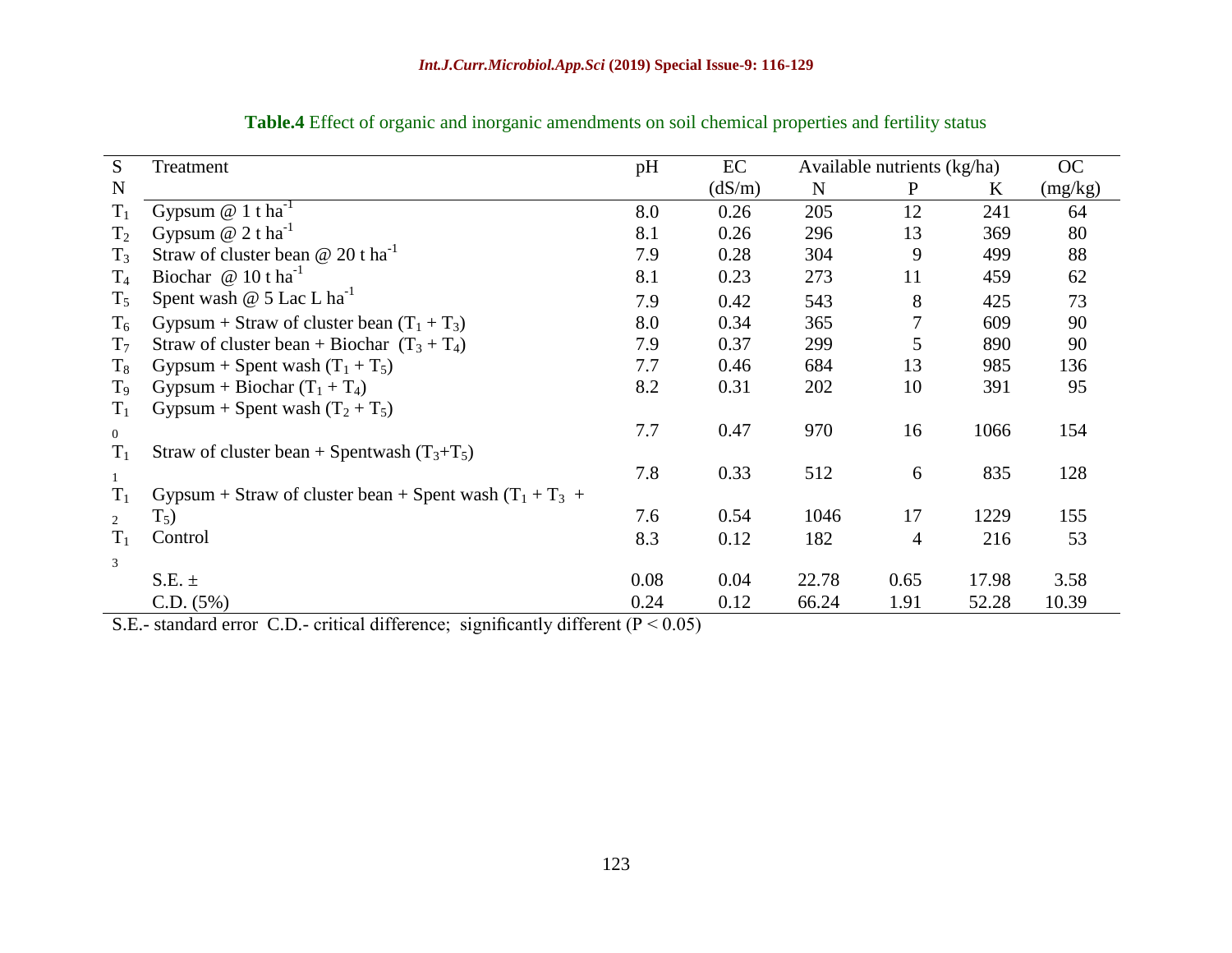**Table.4** Effect of organic and inorganic amendments on soil chemical properties and fertility status

| S N | Treatment | pH | EC (dS/m) | Available nutrients (kg/ha) N | P | K | OC (mg/kg) |
|---|---|---|---|---|---|---|---|
| $T_1$ | Gypsum @ 1 t $ha^{-1}$ | 8.0 | 0.26 | 205 | 12 | 241 | 64 |
| $T_2$ | Gypsum @ 2 t $ha^{-1}$ | 8.1 | 0.26 | 296 | 13 | 369 | 80 |
| $T_3$ | Straw of cluster bean @ 20 t $ha^{-1}$ | 7.9 | 0.28 | 304 | 9 | 499 | 88 |
| $T_4$ | Biochar @ 10 t $ha^{-1}$ | 8.1 | 0.23 | 273 | 11 | 459 | 62 |
| $T_5$ | Spent wash @ 5 Lac L $ha^{-1}$ | 7.9 | 0.42 | 543 | 8 | 425 | 73 |
| $T_6$ | Gypsum + Straw of cluster bean ($T_1$ + $T_3$) | 8.0 | 0.34 | 365 | 7 | 609 | 90 |
| $T_7$ | Straw of cluster bean + Biochar ($T_3$ + $T_4$) | 7.9 | 0.37 | 299 | 5 | 890 | 90 |
| $T_8$ | Gypsum + Spent wash ($T_1$ + $T_5$) | 7.7 | 0.46 | 684 | 13 | 985 | 136 |
| $T_9$ | Gypsum + Biochar ($T_1$ + $T_4$) | 8.2 | 0.31 | 202 | 10 | 391 | 95 |
| $T_{10}$ | Gypsum + Spent wash ($T_2$ + $T_5$) | 7.7 | 0.47 | 970 | 16 | 1066 | 154 |
| $T_{11}$ | Straw of cluster bean + Spentwash ($T_3$+$T_5$) | 7.8 | 0.33 | 512 | 6 | 835 | 128 |
| $T_{12}$ | Gypsum + Straw of cluster bean + Spent wash ($T_1$ + $T_3$ + $T_5$) | 7.6 | 0.54 | 1046 | 17 | 1229 | 155 |
| $T_{13}$ | Control | 8.3 | 0.12 | 182 | 4 | 216 | 53 |
| | S.E. ± | 0.08 | 0.04 | 22.78 | 0.65 | 17.98 | 3.58 |
| | C.D. (5%) | 0.24 | 0.12 | 66.24 | 1.91 | 52.28 | 10.39 |

S.E.- standard error C.D.- critical difference; significantly different ($P < 0.05$)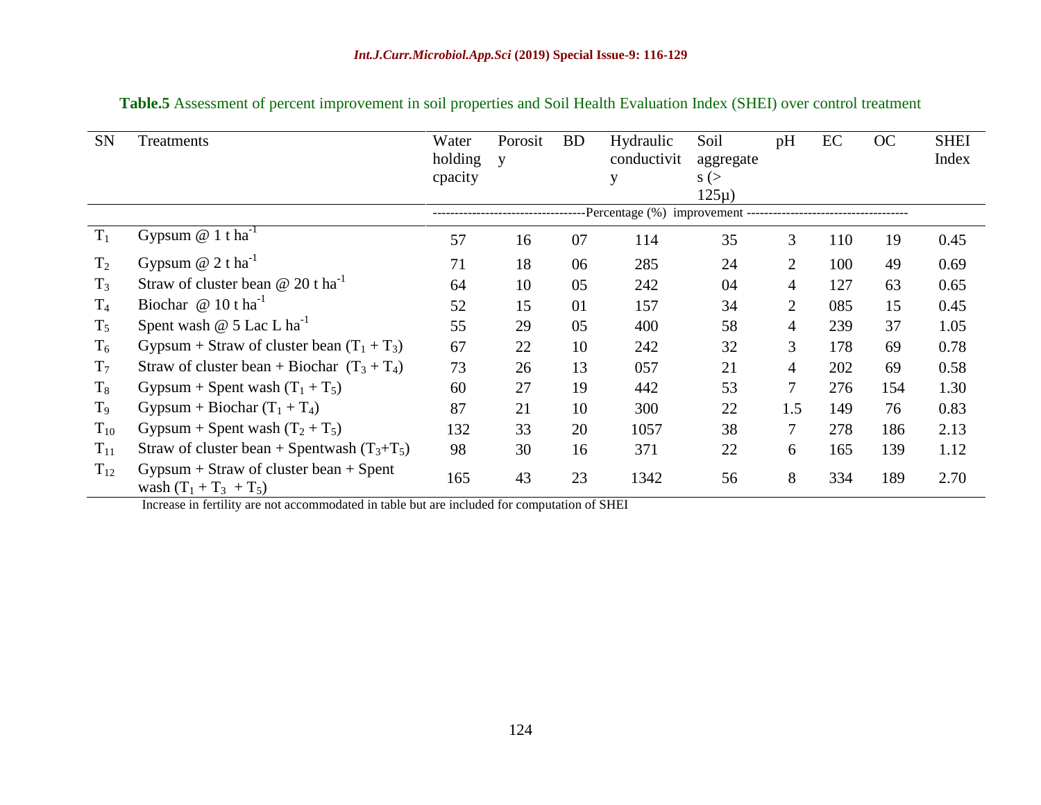**Table.5** Assessment of percent improvement in soil properties and Soil Health Evaluation Index (SHEI) over control treatment

| SN | Treatments | Water holding cpacity | Porosity | BD | Hydraulic conductivity | Soil aggregates (> 125μ) | pH | EC | OC | SHEI Index |
|---|---|---|---|---|---|---|---|---|---|---|
| | | ----------------------------------Percentage (%) improvement ------------------------------------ | | | | | | | | |
| $T_1$ | Gypsum @ 1 t $ha^{-1}$ | 57 | 16 | 07 | 114 | 35 | 3 | 110 | 19 | 0.45 |
| $T_2$ | Gypsum @ 2 t $ha^{-1}$ | 71 | 18 | 06 | 285 | 24 | 2 | 100 | 49 | 0.69 |
| $T_3$ | Straw of cluster bean @ 20 t $ha^{-1}$ | 64 | 10 | 05 | 242 | 04 | 4 | 127 | 63 | 0.65 |
| $T_4$ | Biochar @ 10 t $ha^{-1}$ | 52 | 15 | 01 | 157 | 34 | 2 | 085 | 15 | 0.45 |
| $T_5$ | Spent wash @ 5 Lac L $ha^{-1}$ | 55 | 29 | 05 | 400 | 58 | 4 | 239 | 37 | 1.05 |
| $T_6$ | Gypsum + Straw of cluster bean ($T_1 + T_3$) | 67 | 22 | 10 | 242 | 32 | 3 | 178 | 69 | 0.78 |
| $T_7$ | Straw of cluster bean + Biochar ($T_3 + T_4$) | 73 | 26 | 13 | 057 | 21 | 4 | 202 | 69 | 0.58 |
| $T_8$ | Gypsum + Spent wash ($T_1 + T_5$) | 60 | 27 | 19 | 442 | 53 | 7 | 276 | 154 | 1.30 |
| $T_9$ | Gypsum + Biochar ($T_1 + T_4$) | 87 | 21 | 10 | 300 | 22 | 1.5 | 149 | 76 | 0.83 |
| $T_{10}$ | Gypsum + Spent wash ($T_2 + T_5$) | 132 | 33 | 20 | 1057 | 38 | 7 | 278 | 186 | 2.13 |
| $T_{11}$ | Straw of cluster bean + Spentwash ($T_3$+$T_5$) | 98 | 30 | 16 | 371 | 22 | 6 | 165 | 139 | 1.12 |
| $T_{12}$ | Gypsum + Straw of cluster bean + Spent wash ($T_1 + T_3 + T_5$) | 165 | 43 | 23 | 1342 | 56 | 8 | 334 | 189 | 2.70 |

Increase in fertility are not accommodated in table but are included for computation of SHEI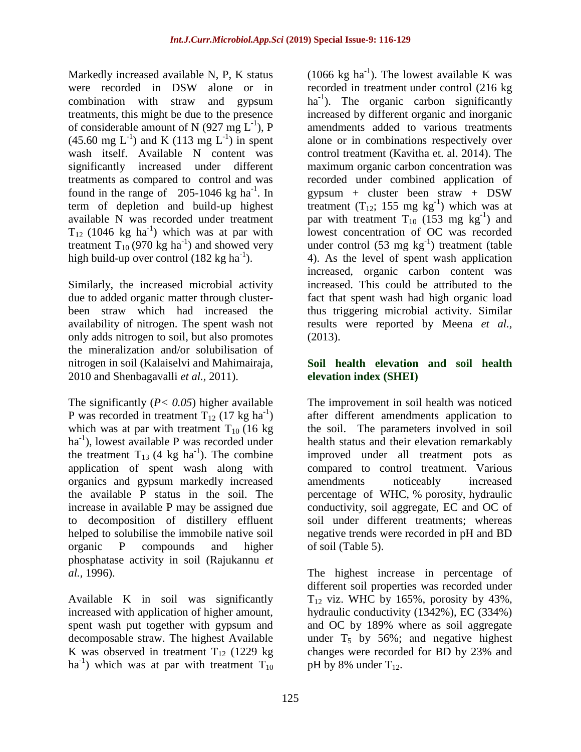Markedly increased available N, P, K status were recorded in DSW alone or in combination with straw and gypsum treatments, this might be due to the presence of considerable amount of N (927 mg $L^{-1}$), P (45.60 mg $L^{-1}$) and K (113 mg $L^{-1}$) in spent wash itself. Available N content was significantly increased under different treatments as compared to control and was found in the range of 205-1046 kg $ha^{-1}$. In term of depletion and build-up highest available N was recorded under treatment $T_{12}$ (1046 kg $ha^{-1}$) which was at par with treatment $T_{10}$ (970 kg $ha^{-1}$) and showed very high build-up over control (182 kg $ha^{-1}$).

Similarly, the increased microbial activity due to added organic matter through cluster-been straw which had increased the availability of nitrogen. The spent wash not only adds nitrogen to soil, but also promotes the mineralization and/or solubilisation of nitrogen in soil (Kalaiselvi and Mahimairaja, 2010 and Shenbagavalli *et al.*, 2011).

The significantly ($P< 0.05$) higher available P was recorded in treatment $T_{12}$ (17 kg $ha^{-1}$) which was at par with treatment $T_{10}$ (16 kg $ha^{-1}$), lowest available P was recorded under the treatment $T_{13}$ (4 kg $ha^{-1}$). The combine application of spent wash along with organics and gypsum markedly increased the available P status in the soil. The increase in available P may be assigned due to decomposition of distillery effluent helped to solubilise the immobile native soil organic P compounds and higher phosphatase activity in soil (Rajukannu *et al.*, 1996).

Available K in soil was significantly increased with application of higher amount, spent wash put together with gypsum and decomposable straw. The highest Available K was observed in treatment $T_{12}$ (1229 kg $ha^{-1}$) which was at par with treatment $T_{10}$ (1066 kg $ha^{-1}$). The lowest available K was recorded in treatment under control (216 kg $ha^{-1}$). The organic carbon significantly increased by different organic and inorganic amendments added to various treatments alone or in combinations respectively over control treatment (Kavitha et. al. 2014). The maximum organic carbon concentration was recorded under combined application of gypsum + cluster been straw + DSW treatment ($T_{12}$; 155 mg $kg^{-1}$) which was at par with treatment $T_{10}$ (153 mg $kg^{-1}$) and lowest concentration of OC was recorded under control (53 mg $kg^{-1}$) treatment (table 4). As the level of spent wash application increased, organic carbon content was increased. This could be attributed to the fact that spent wash had high organic load thus triggering microbial activity. Similar results were reported by Meena *et al.*, (2013).

## Soil health elevation and soil health elevation index (SHEI)

The improvement in soil health was noticed after different amendments application to the soil. The parameters involved in soil health status and their elevation remarkably improved under all treatment pots as compared to control treatment. Various amendments noticeably increased percentage of WHC, % porosity, hydraulic conductivity, soil aggregate, EC and OC of soil under different treatments; whereas negative trends were recorded in pH and BD of soil (Table 5).

The highest increase in percentage of different soil properties was recorded under $T_{12}$ viz. WHC by 165%, porosity by 43%, hydraulic conductivity (1342%), EC (334%) and OC by 189% where as soil aggregate under $T_5$ by 56%; and negative highest changes were recorded for BD by 23% and pH by 8% under $T_{12}$.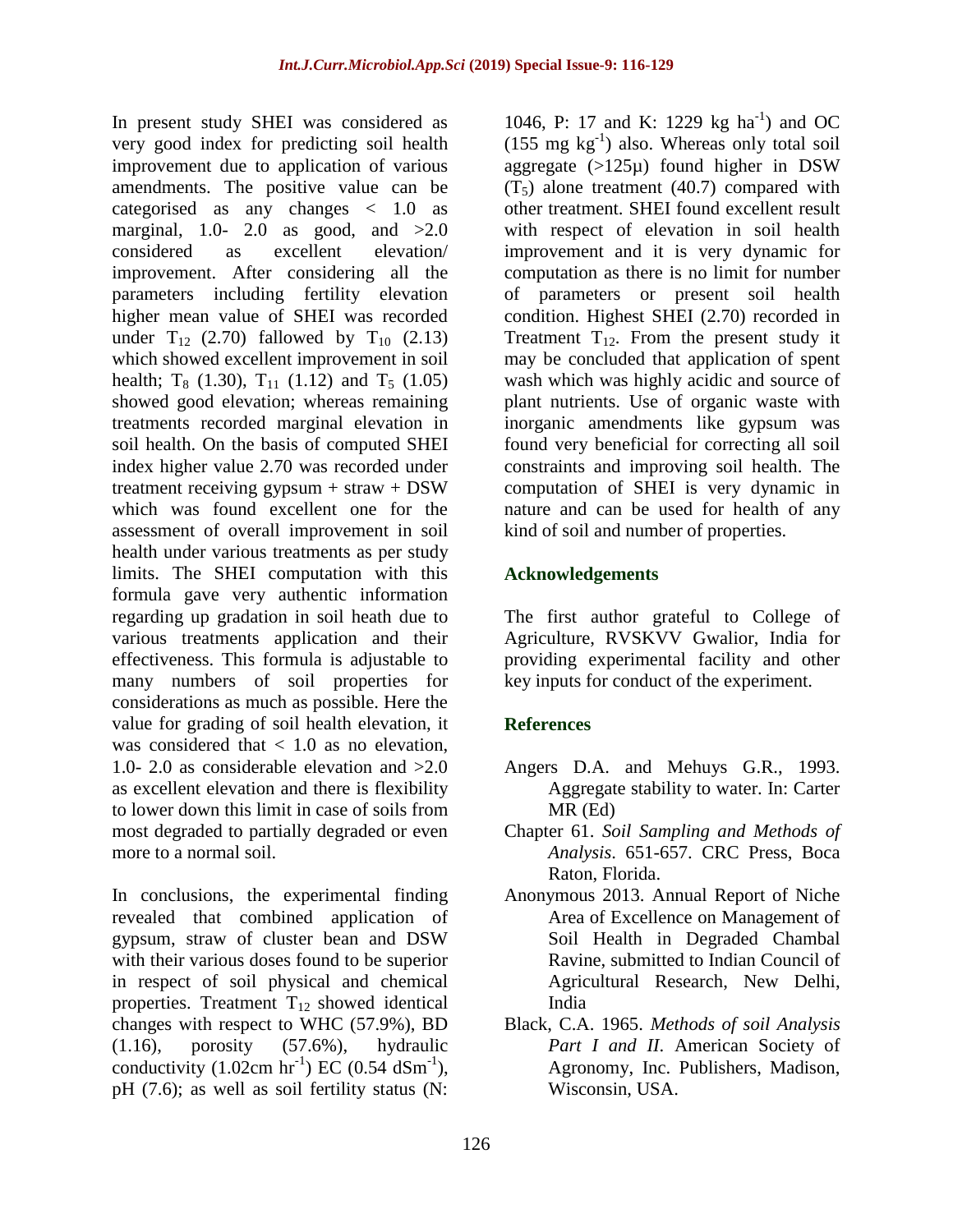In present study SHEI was considered as very good index for predicting soil health improvement due to application of various amendments. The positive value can be categorised as any changes < 1.0 as marginal, 1.0- 2.0 as good, and >2.0 considered as excellent elevation/ improvement. After considering all the parameters including fertility elevation higher mean value of SHEI was recorded under $T_{12}$ (2.70) fallowed by $T_{10}$ (2.13) which showed excellent improvement in soil health; $T_8$ (1.30), $T_{11}$ (1.12) and $T_5$ (1.05) showed good elevation; whereas remaining treatments recorded marginal elevation in soil health. On the basis of computed SHEI index higher value 2.70 was recorded under treatment receiving gypsum + straw + DSW which was found excellent one for the assessment of overall improvement in soil health under various treatments as per study limits. The SHEI computation with this formula gave very authentic information regarding up gradation in soil heath due to various treatments application and their effectiveness. This formula is adjustable to many numbers of soil properties for considerations as much as possible. Here the value for grading of soil health elevation, it was considered that < 1.0 as no elevation, 1.0- 2.0 as considerable elevation and >2.0 as excellent elevation and there is flexibility to lower down this limit in case of soils from most degraded to partially degraded or even more to a normal soil.

In conclusions, the experimental finding revealed that combined application of gypsum, straw of cluster bean and DSW with their various doses found to be superior in respect of soil physical and chemical properties. Treatment $T_{12}$ showed identical changes with respect to WHC (57.9%), BD (1.16), porosity (57.6%), hydraulic conductivity (1.02cm $hr^{-1}$) EC (0.54 $dSm^{-1}$), pH (7.6); as well as soil fertility status (N: 1046, P: 17 and K: 1229 kg $ha^{-1}$) and OC (155 mg $kg^{-1}$) also. Whereas only total soil aggregate (>125μ) found higher in DSW ($T_5$) alone treatment (40.7) compared with other treatment. SHEI found excellent result with respect of elevation in soil health improvement and it is very dynamic for computation as there is no limit for number of parameters or present soil health condition. Highest SHEI (2.70) recorded in Treatment $T_{12}$. From the present study it may be concluded that application of spent wash which was highly acidic and source of plant nutrients. Use of organic waste with inorganic amendments like gypsum was found very beneficial for correcting all soil constraints and improving soil health. The computation of SHEI is very dynamic in nature and can be used for health of any kind of soil and number of properties.

## Acknowledgements

The first author grateful to College of Agriculture, RVSKVV Gwalior, India for providing experimental facility and other key inputs for conduct of the experiment.

## References

Angers D.A. and Mehuys G.R., 1993. Aggregate stability to water. In: Carter MR (Ed)

Chapter 61. *Soil Sampling and Methods of Analysis*. 651-657. CRC Press, Boca Raton, Florida.

Anonymous 2013. Annual Report of Niche Area of Excellence on Management of Soil Health in Degraded Chambal Ravine, submitted to Indian Council of Agricultural Research, New Delhi, India

Black, C.A. 1965. *Methods of soil Analysis Part I and II*. American Society of Agronomy, Inc. Publishers, Madison, Wisconsin, USA.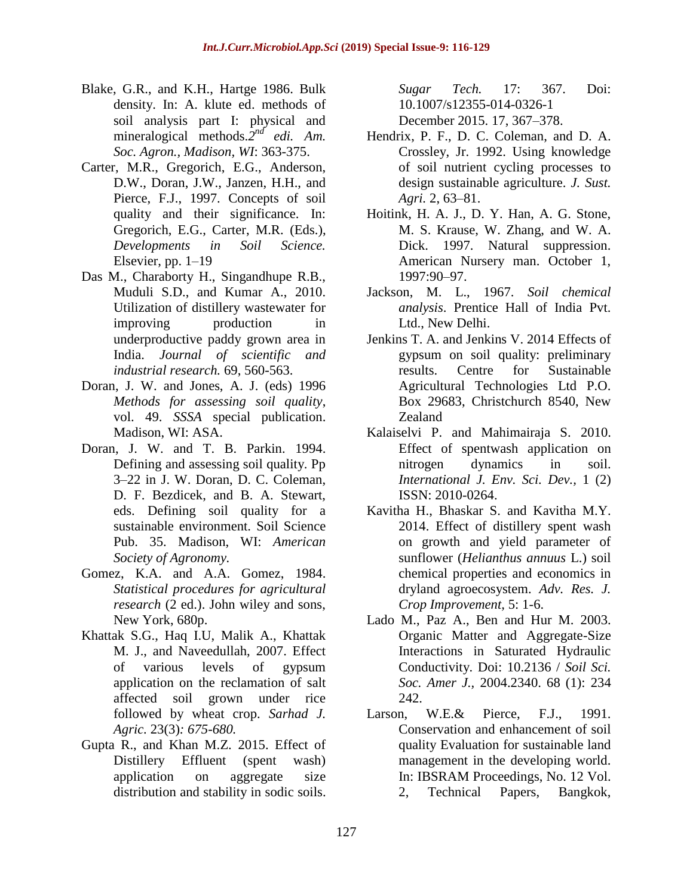Blake, G.R., and K.H., Hartge 1986. Bulk density. In: A. klute ed. methods of soil analysis part I: physical and mineralogical methods.*2nd edi. Am. Soc. Agron., Madison, WI*: 363-375.

Carter, M.R., Gregorich, E.G., Anderson, D.W., Doran, J.W., Janzen, H.H., and Pierce, F.J., 1997. Concepts of soil quality and their significance. In: Gregorich, E.G., Carter, M.R. (Eds.), *Developments in Soil Science.* Elsevier, pp. 1–19

Das M., Charaborty H., Singandhupe R.B., Muduli S.D., and Kumar A., 2010. Utilization of distillery wastewater for improving production in underproductive paddy grown area in India. *Journal of scientific and industrial research.* 69, 560-563.

Doran, J. W. and Jones, A. J. (eds) 1996 *Methods for assessing soil quality*, vol. 49. *SSSA* special publication. Madison, WI: ASA.

Doran, J. W. and T. B. Parkin. 1994. Defining and assessing soil quality. Pp 3–22 in J. W. Doran, D. C. Coleman, D. F. Bezdicek, and B. A. Stewart, eds. Defining soil quality for a sustainable environment. Soil Science Pub. 35. Madison, WI: *American Society of Agronomy.*

Gomez, K.A. and A.A. Gomez, 1984. *Statistical procedures for agricultural research* (2 ed.). John wiley and sons, New York, 680p.

Khattak S.G., Haq I.U, Malik A., Khattak M. J., and Naveedullah, 2007. Effect of various levels of gypsum application on the reclamation of salt affected soil grown under rice followed by wheat crop. *Sarhad J. Agric.* 23(3)*: 675-680.*

Gupta R., and Khan M.Z. 2015. Effect of Distillery Effluent (spent wash) application on aggregate size distribution and stability in sodic soils. *Sugar Tech.* 17: 367. Doi: 10.1007/s12355-014-0326-1 December 2015. 17, 367–378.

Hendrix, P. F., D. C. Coleman, and D. A. Crossley, Jr. 1992. Using knowledge of soil nutrient cycling processes to design sustainable agriculture. *J. Sust. Agri.* 2, 63–81.

Hoitink, H. A. J., D. Y. Han, A. G. Stone, M. S. Krause, W. Zhang, and W. A. Dick. 1997. Natural suppression. American Nursery man. October 1, 1997:90–97.

Jackson, M. L., 1967. *Soil chemical analysis*. Prentice Hall of India Pvt. Ltd., New Delhi.

Jenkins T. A. and Jenkins V. 2014 Effects of gypsum on soil quality: preliminary results. Centre for Sustainable Agricultural Technologies Ltd P.O. Box 29683, Christchurch 8540, New Zealand

Kalaiselvi P. and Mahimairaja S. 2010. Effect of spentwash application on nitrogen dynamics in soil. *International J. Env. Sci. Dev.,* 1 (2) ISSN: 2010-0264.

Kavitha H., Bhaskar S. and Kavitha M.Y. 2014. Effect of distillery spent wash on growth and yield parameter of sunflower (*Helianthus annuus* L.) soil chemical properties and economics in dryland agroecosystem. *Adv. Res. J. Crop Improvement*, 5: 1-6.

Lado M., Paz A., Ben and Hur M. 2003. Organic Matter and Aggregate-Size Interactions in Saturated Hydraulic Conductivity. Doi: 10.2136 / *Soil Sci. Soc. Amer J.,* 2004.2340. 68 (1): 234 242.

Larson, W.E.& Pierce, F.J., 1991. Conservation and enhancement of soil quality Evaluation for sustainable land management in the developing world. In: IBSRAM Proceedings, No. 12 Vol. 2, Technical Papers, Bangkok,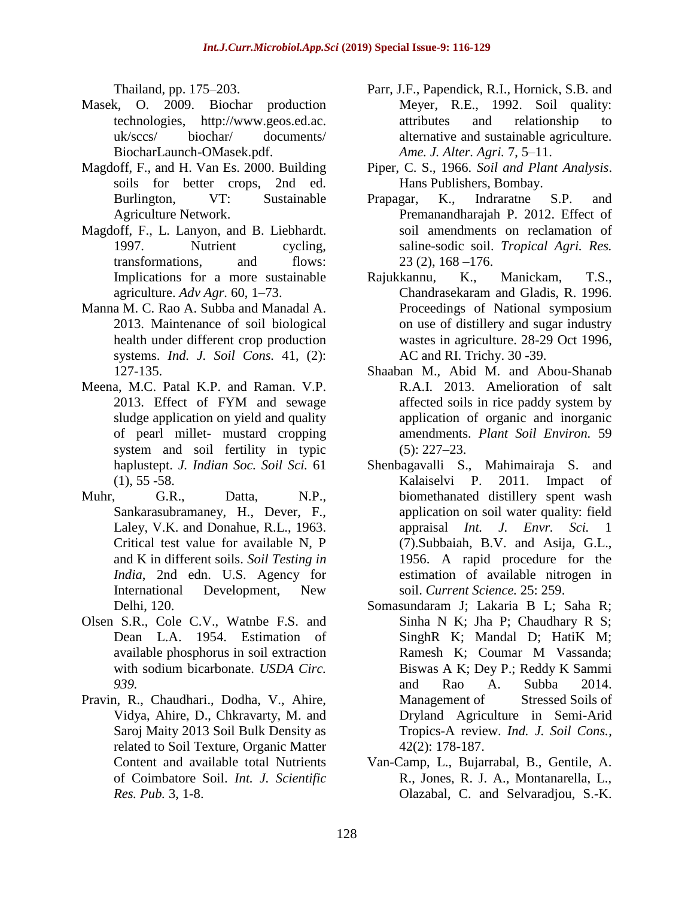Thailand, pp. 175–203.

Masek, O. 2009. Biochar production technologies, http://www.geos.ed.ac.uk/sccs/ biochar/ documents/ BiocharLaunch-OMasek.pdf.

Magdoff, F., and H. Van Es. 2000. Building soils for better crops, 2nd ed. Burlington, VT: Sustainable Agriculture Network.

Magdoff, F., L. Lanyon, and B. Liebhardt. 1997. Nutrient cycling, transformations, and flows: Implications for a more sustainable agriculture. *Adv Agr.* 60, 1–73.

Manna M. C. Rao A. Subba and Manadal A. 2013. Maintenance of soil biological health under different crop production systems. *Ind. J. Soil Cons.* 41, (2): 127-135.

Meena, M.C. Patal K.P. and Raman. V.P. 2013. Effect of FYM and sewage sludge application on yield and quality of pearl millet- mustard cropping system and soil fertility in typic haplustept. *J. Indian Soc. Soil Sci.* 61 (1), 55 -58.

Muhr, G.R., Datta, N.P., Sankarasubramaney, H., Dever, F., Laley, V.K. and Donahue, R.L., 1963. Critical test value for available N, P and K in different soils. *Soil Testing in India*, 2nd edn. U.S. Agency for International Development, New Delhi, 120.

Olsen S.R., Cole C.V., Watnbe F.S. and Dean L.A. 1954. Estimation of available phosphorus in soil extraction with sodium bicarbonate. *USDA Circ. 939.*

Pravin, R., Chaudhari., Dodha, V., Ahire, Vidya, Ahire, D., Chkravarty, M. and Saroj Maity 2013 Soil Bulk Density as related to Soil Texture, Organic Matter Content and available total Nutrients of Coimbatore Soil. *Int. J. Scientific Res. Pub.* 3, 1-8.

Parr, J.F., Papendick, R.I., Hornick, S.B. and Meyer, R.E., 1992. Soil quality: attributes and relationship to alternative and sustainable agriculture. *Ame. J. Alter. Agri.* 7, 5–11.

Piper, C. S., 1966. *Soil and Plant Analysis*. Hans Publishers, Bombay.

Prapagar, K., Indraratne S.P. and Premanandharajah P. 2012. Effect of soil amendments on reclamation of saline-sodic soil. *Tropical Agri. Res.* 23 (2), 168 –176.

Rajukkannu, K., Manickam, T.S., Chandrasekaram and Gladis, R. 1996. Proceedings of National symposium on use of distillery and sugar industry wastes in agriculture. 28-29 Oct 1996, AC and RI. Trichy. 30 -39.

Shaaban M., Abid M. and Abou-Shanab R.A.I. 2013. Amelioration of salt affected soils in rice paddy system by application of organic and inorganic amendments. *Plant Soil Environ.* 59 (5): 227–23.

Shenbagavalli S., Mahimairaja S. and Kalaiselvi P. 2011. Impact of biomethanated distillery spent wash application on soil water quality: field appraisal *Int. J. Envr. Sci.* 1 (7).Subbaiah, B.V. and Asija, G.L., 1956. A rapid procedure for the estimation of available nitrogen in soil. *Current Science.* 25: 259.

Somasundaram J; Lakaria B L; Saha R; Sinha N K; Jha P; Chaudhary R S; SinghR K; Mandal D; HatiK M; Ramesh K; Coumar M Vassanda; Biswas A K; Dey P.; Reddy K Sammi and Rao A. Subba 2014. Management of Stressed Soils of Dryland Agriculture in Semi-Arid Tropics-A review. *Ind. J. Soil Cons.*, 42(2): 178-187.

Van-Camp, L., Bujarrabal, B., Gentile, A. R., Jones, R. J. A., Montanarella, L., Olazabal, C. and Selvaradjou, S.-K.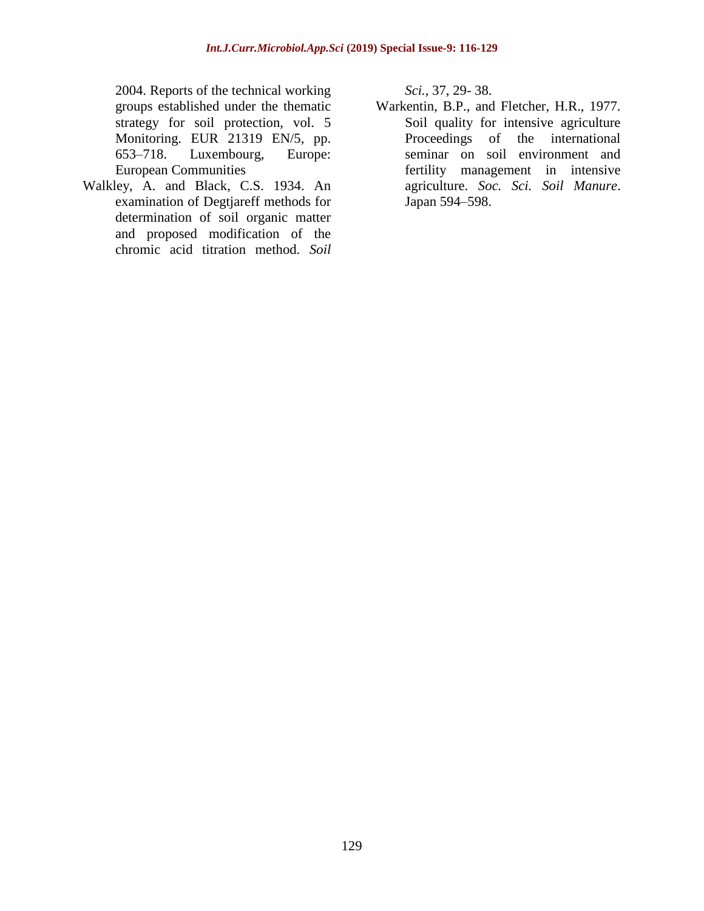2004. Reports of the technical working groups established under the thematic strategy for soil protection, vol. 5 Monitoring. EUR 21319 EN/5, pp. 653–718. Luxembourg, Europe: European Communities

Walkley, A. and Black, C.S. 1934. An examination of Degtjareff methods for determination of soil organic matter and proposed modification of the chromic acid titration method. *Soil Sci.,* 37, 29- 38.

Warkentin, B.P., and Fletcher, H.R., 1977. Soil quality for intensive agriculture Proceedings of the international seminar on soil environment and fertility management in intensive agriculture. *Soc. Sci. Soil Manure*. Japan 594–598.